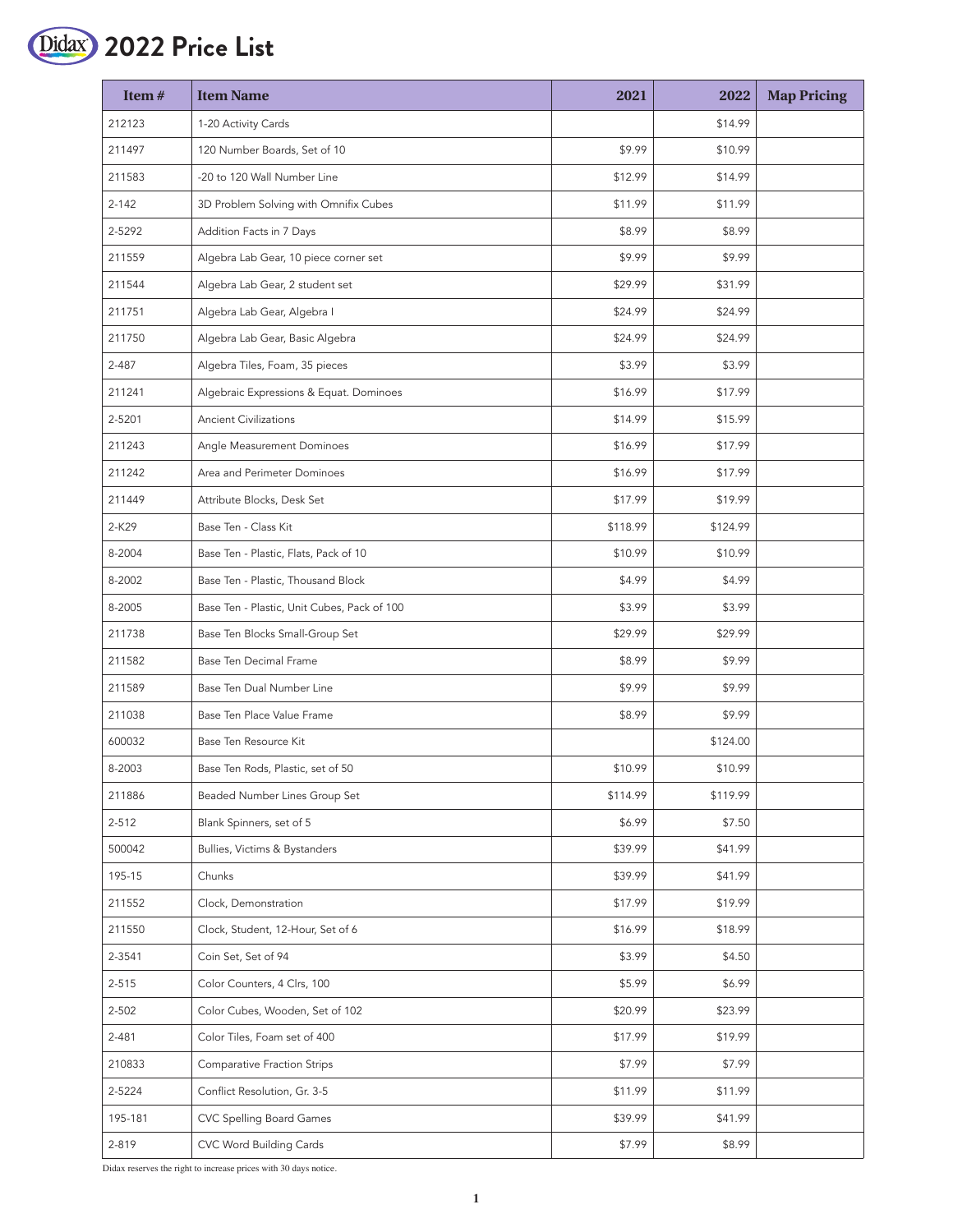# 2022 Price List

| Item # | Item Name | 2021 | 2022 | Map Pricing |
|---|---|---|---|---|
| 212123 | 1-20 Activity Cards | | $14.99 | |
| 211497 | 120 Number Boards, Set of 10 | $9.99 | $10.99 | |
| 211583 | -20 to 120 Wall Number Line | $12.99 | $14.99 | |
| 2-142 | 3D Problem Solving with Omnifix Cubes | $11.99 | $11.99 | |
| 2-5292 | Addition Facts in 7 Days | $8.99 | $8.99 | |
| 211559 | Algebra Lab Gear, 10 piece corner set | $9.99 | $9.99 | |
| 211544 | Algebra Lab Gear, 2 student set | $29.99 | $31.99 | |
| 211751 | Algebra Lab Gear, Algebra I | $24.99 | $24.99 | |
| 211750 | Algebra Lab Gear, Basic Algebra | $24.99 | $24.99 | |
| 2-487 | Algebra Tiles, Foam, 35 pieces | $3.99 | $3.99 | |
| 211241 | Algebraic Expressions & Equat. Dominoes | $16.99 | $17.99 | |
| 2-5201 | Ancient Civilizations | $14.99 | $15.99 | |
| 211243 | Angle Measurement Dominoes | $16.99 | $17.99 | |
| 211242 | Area and Perimeter Dominoes | $16.99 | $17.99 | |
| 211449 | Attribute Blocks, Desk Set | $17.99 | $19.99 | |
| 2-K29 | Base Ten - Class Kit | $118.99 | $124.99 | |
| 8-2004 | Base Ten - Plastic, Flats, Pack of 10 | $10.99 | $10.99 | |
| 8-2002 | Base Ten - Plastic, Thousand Block | $4.99 | $4.99 | |
| 8-2005 | Base Ten - Plastic, Unit Cubes, Pack of 100 | $3.99 | $3.99 | |
| 211738 | Base Ten Blocks Small-Group Set | $29.99 | $29.99 | |
| 211582 | Base Ten Decimal Frame | $8.99 | $9.99 | |
| 211589 | Base Ten Dual Number Line | $9.99 | $9.99 | |
| 211038 | Base Ten Place Value Frame | $8.99 | $9.99 | |
| 600032 | Base Ten Resource Kit | | $124.00 | |
| 8-2003 | Base Ten Rods, Plastic, set of 50 | $10.99 | $10.99 | |
| 211886 | Beaded Number Lines Group Set | $114.99 | $119.99 | |
| 2-512 | Blank Spinners, set of 5 | $6.99 | $7.50 | |
| 500042 | Bullies, Victims & Bystanders | $39.99 | $41.99 | |
| 195-15 | Chunks | $39.99 | $41.99 | |
| 211552 | Clock, Demonstration | $17.99 | $19.99 | |
| 211550 | Clock, Student, 12-Hour, Set of 6 | $16.99 | $18.99 | |
| 2-3541 | Coin Set, Set of 94 | $3.99 | $4.50 | |
| 2-515 | Color Counters, 4 Clrs, 100 | $5.99 | $6.99 | |
| 2-502 | Color Cubes, Wooden, Set of 102 | $20.99 | $23.99 | |
| 2-481 | Color Tiles, Foam set of 400 | $17.99 | $19.99 | |
| 210833 | Comparative Fraction Strips | $7.99 | $7.99 | |
| 2-5224 | Conflict Resolution, Gr. 3-5 | $11.99 | $11.99 | |
| 195-181 | CVC Spelling Board Games | $39.99 | $41.99 | |
| 2-819 | CVC Word Building Cards | $7.99 | $8.99 | |

Didax reserves the right to increase prices with 30 days notice.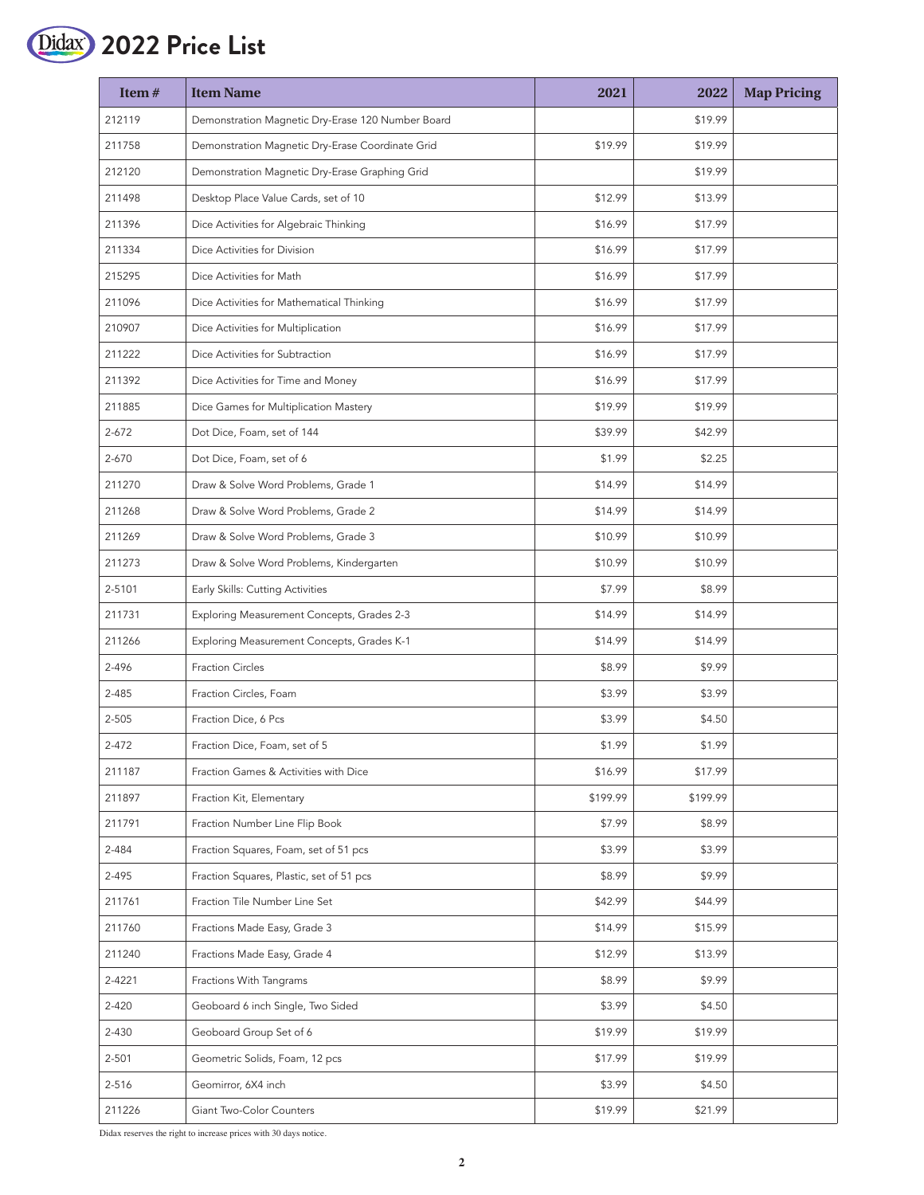# 2022 Price List

| Item # | Item Name | 2021 | 2022 | Map Pricing |
|---|---|---|---|---|
| 212119 | Demonstration Magnetic Dry-Erase 120 Number Board | | $19.99 | |
| 211758 | Demonstration Magnetic Dry-Erase Coordinate Grid | $19.99 | $19.99 | |
| 212120 | Demonstration Magnetic Dry-Erase Graphing Grid | | $19.99 | |
| 211498 | Desktop Place Value Cards, set of 10 | $12.99 | $13.99 | |
| 211396 | Dice Activities for Algebraic Thinking | $16.99 | $17.99 | |
| 211334 | Dice Activities for Division | $16.99 | $17.99 | |
| 215295 | Dice Activities for Math | $16.99 | $17.99 | |
| 211096 | Dice Activities for Mathematical Thinking | $16.99 | $17.99 | |
| 210907 | Dice Activities for Multiplication | $16.99 | $17.99 | |
| 211222 | Dice Activities for Subtraction | $16.99 | $17.99 | |
| 211392 | Dice Activities for Time and Money | $16.99 | $17.99 | |
| 211885 | Dice Games for Multiplication Mastery | $19.99 | $19.99 | |
| 2-672 | Dot Dice, Foam, set of 144 | $39.99 | $42.99 | |
| 2-670 | Dot Dice, Foam, set of 6 | $1.99 | $2.25 | |
| 211270 | Draw & Solve Word Problems, Grade 1 | $14.99 | $14.99 | |
| 211268 | Draw & Solve Word Problems, Grade 2 | $14.99 | $14.99 | |
| 211269 | Draw & Solve Word Problems, Grade 3 | $10.99 | $10.99 | |
| 211273 | Draw & Solve Word Problems, Kindergarten | $10.99 | $10.99 | |
| 2-5101 | Early Skills: Cutting Activities | $7.99 | $8.99 | |
| 211731 | Exploring Measurement Concepts, Grades 2-3 | $14.99 | $14.99 | |
| 211266 | Exploring Measurement Concepts, Grades K-1 | $14.99 | $14.99 | |
| 2-496 | Fraction Circles | $8.99 | $9.99 | |
| 2-485 | Fraction Circles, Foam | $3.99 | $3.99 | |
| 2-505 | Fraction Dice, 6 Pcs | $3.99 | $4.50 | |
| 2-472 | Fraction Dice, Foam, set of 5 | $1.99 | $1.99 | |
| 211187 | Fraction Games & Activities with Dice | $16.99 | $17.99 | |
| 211897 | Fraction Kit, Elementary | $199.99 | $199.99 | |
| 211791 | Fraction Number Line Flip Book | $7.99 | $8.99 | |
| 2-484 | Fraction Squares, Foam, set of 51 pcs | $3.99 | $3.99 | |
| 2-495 | Fraction Squares, Plastic, set of 51 pcs | $8.99 | $9.99 | |
| 211761 | Fraction Tile Number Line Set | $42.99 | $44.99 | |
| 211760 | Fractions Made Easy, Grade 3 | $14.99 | $15.99 | |
| 211240 | Fractions Made Easy, Grade 4 | $12.99 | $13.99 | |
| 2-4221 | Fractions With Tangrams | $8.99 | $9.99 | |
| 2-420 | Geoboard 6 inch Single, Two Sided | $3.99 | $4.50 | |
| 2-430 | Geoboard Group Set of 6 | $19.99 | $19.99 | |
| 2-501 | Geometric Solids, Foam, 12 pcs | $17.99 | $19.99 | |
| 2-516 | Geomirror, 6X4 inch | $3.99 | $4.50 | |
| 211226 | Giant Two-Color Counters | $19.99 | $21.99 | |

Didax reserves the right to increase prices with 30 days notice.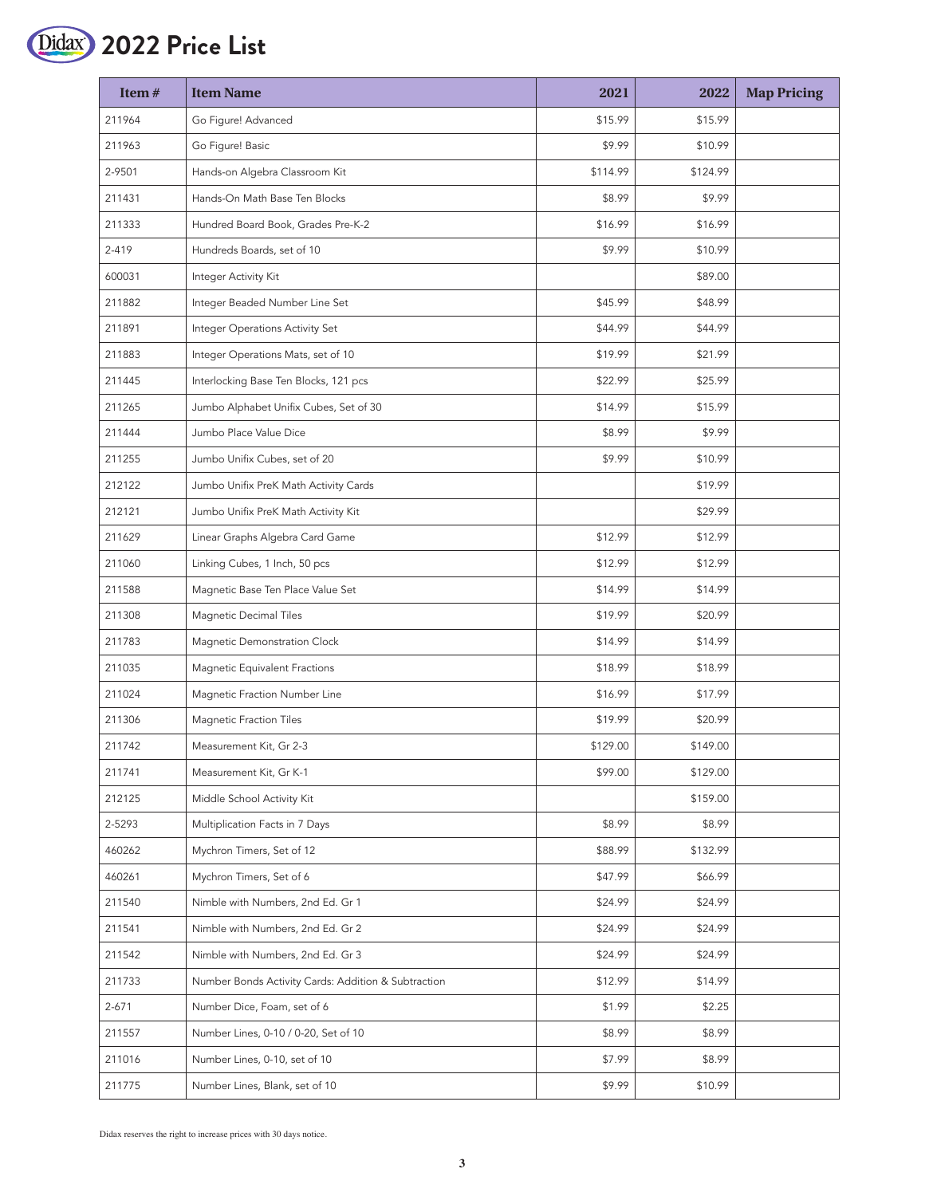# 2022 Price List

| Item # | Item Name | 2021 | 2022 | Map Pricing |
|---|---|---|---|---|
| 211964 | Go Figure! Advanced | $15.99 | $15.99 | |
| 211963 | Go Figure! Basic | $9.99 | $10.99 | |
| 2-9501 | Hands-on Algebra Classroom Kit | $114.99 | $124.99 | |
| 211431 | Hands-On Math Base Ten Blocks | $8.99 | $9.99 | |
| 211333 | Hundred Board Book, Grades Pre-K-2 | $16.99 | $16.99 | |
| 2-419 | Hundreds Boards, set of 10 | $9.99 | $10.99 | |
| 600031 | Integer Activity Kit | | $89.00 | |
| 211882 | Integer Beaded Number Line Set | $45.99 | $48.99 | |
| 211891 | Integer Operations Activity Set | $44.99 | $44.99 | |
| 211883 | Integer Operations Mats, set of 10 | $19.99 | $21.99 | |
| 211445 | Interlocking Base Ten Blocks, 121 pcs | $22.99 | $25.99 | |
| 211265 | Jumbo Alphabet Unifix Cubes, Set of 30 | $14.99 | $15.99 | |
| 211444 | Jumbo Place Value Dice | $8.99 | $9.99 | |
| 211255 | Jumbo Unifix Cubes, set of 20 | $9.99 | $10.99 | |
| 212122 | Jumbo Unifix PreK Math Activity Cards | | $19.99 | |
| 212121 | Jumbo Unifix PreK Math Activity Kit | | $29.99 | |
| 211629 | Linear Graphs Algebra Card Game | $12.99 | $12.99 | |
| 211060 | Linking Cubes, 1 Inch, 50 pcs | $12.99 | $12.99 | |
| 211588 | Magnetic Base Ten Place Value Set | $14.99 | $14.99 | |
| 211308 | Magnetic Decimal Tiles | $19.99 | $20.99 | |
| 211783 | Magnetic Demonstration Clock | $14.99 | $14.99 | |
| 211035 | Magnetic Equivalent Fractions | $18.99 | $18.99 | |
| 211024 | Magnetic Fraction Number Line | $16.99 | $17.99 | |
| 211306 | Magnetic Fraction Tiles | $19.99 | $20.99 | |
| 211742 | Measurement Kit, Gr 2-3 | $129.00 | $149.00 | |
| 211741 | Measurement Kit, Gr K-1 | $99.00 | $129.00 | |
| 212125 | Middle School Activity Kit | | $159.00 | |
| 2-5293 | Multiplication Facts in 7 Days | $8.99 | $8.99 | |
| 460262 | Mychron Timers, Set of 12 | $88.99 | $132.99 | |
| 460261 | Mychron Timers, Set of 6 | $47.99 | $66.99 | |
| 211540 | Nimble with Numbers, 2nd Ed. Gr 1 | $24.99 | $24.99 | |
| 211541 | Nimble with Numbers, 2nd Ed. Gr 2 | $24.99 | $24.99 | |
| 211542 | Nimble with Numbers, 2nd Ed. Gr 3 | $24.99 | $24.99 | |
| 211733 | Number Bonds Activity Cards: Addition & Subtraction | $12.99 | $14.99 | |
| 2-671 | Number Dice, Foam, set of 6 | $1.99 | $2.25 | |
| 211557 | Number Lines, 0-10 / 0-20, Set of 10 | $8.99 | $8.99 | |
| 211016 | Number Lines, 0-10, set of 10 | $7.99 | $8.99 | |
| 211775 | Number Lines, Blank, set of 10 | $9.99 | $10.99 | |

Didax reserves the right to increase prices with 30 days notice.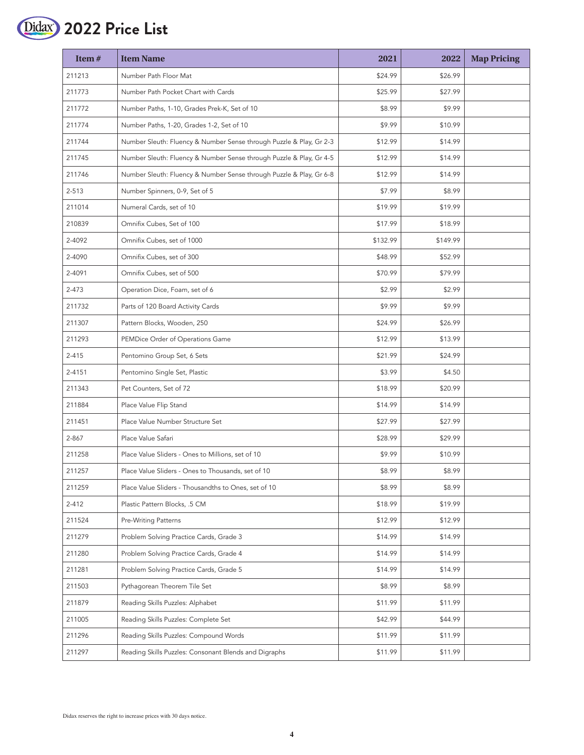# 2022 Price List

| Item # | Item Name | 2021 | 2022 | Map Pricing |
|---|---|---|---|---|
| 211213 | Number Path Floor Mat | $24.99 | $26.99 | |
| 211773 | Number Path Pocket Chart with Cards | $25.99 | $27.99 | |
| 211772 | Number Paths, 1-10, Grades Prek-K, Set of 10 | $8.99 | $9.99 | |
| 211774 | Number Paths, 1-20, Grades 1-2, Set of 10 | $9.99 | $10.99 | |
| 211744 | Number Sleuth: Fluency & Number Sense through Puzzle & Play, Gr 2-3 | $12.99 | $14.99 | |
| 211745 | Number Sleuth: Fluency & Number Sense through Puzzle & Play, Gr 4-5 | $12.99 | $14.99 | |
| 211746 | Number Sleuth: Fluency & Number Sense through Puzzle & Play, Gr 6-8 | $12.99 | $14.99 | |
| 2-513 | Number Spinners, 0-9, Set of 5 | $7.99 | $8.99 | |
| 211014 | Numeral Cards, set of 10 | $19.99 | $19.99 | |
| 210839 | Omnifix Cubes, Set of 100 | $17.99 | $18.99 | |
| 2-4092 | Omnifix Cubes, set of 1000 | $132.99 | $149.99 | |
| 2-4090 | Omnifix Cubes, set of 300 | $48.99 | $52.99 | |
| 2-4091 | Omnifix Cubes, set of 500 | $70.99 | $79.99 | |
| 2-473 | Operation Dice, Foam, set of 6 | $2.99 | $2.99 | |
| 211732 | Parts of 120 Board Activity Cards | $9.99 | $9.99 | |
| 211307 | Pattern Blocks, Wooden, 250 | $24.99 | $26.99 | |
| 211293 | PEMDice Order of Operations Game | $12.99 | $13.99 | |
| 2-415 | Pentomino Group Set, 6 Sets | $21.99 | $24.99 | |
| 2-4151 | Pentomino Single Set, Plastic | $3.99 | $4.50 | |
| 211343 | Pet Counters, Set of 72 | $18.99 | $20.99 | |
| 211884 | Place Value Flip Stand | $14.99 | $14.99 | |
| 211451 | Place Value Number Structure Set | $27.99 | $27.99 | |
| 2-867 | Place Value Safari | $28.99 | $29.99 | |
| 211258 | Place Value Sliders - Ones to Millions, set of 10 | $9.99 | $10.99 | |
| 211257 | Place Value Sliders - Ones to Thousands, set of 10 | $8.99 | $8.99 | |
| 211259 | Place Value Sliders - Thousandths to Ones, set of 10 | $8.99 | $8.99 | |
| 2-412 | Plastic Pattern Blocks, .5 CM | $18.99 | $19.99 | |
| 211524 | Pre-Writing Patterns | $12.99 | $12.99 | |
| 211279 | Problem Solving Practice Cards, Grade 3 | $14.99 | $14.99 | |
| 211280 | Problem Solving Practice Cards, Grade 4 | $14.99 | $14.99 | |
| 211281 | Problem Solving Practice Cards, Grade 5 | $14.99 | $14.99 | |
| 211503 | Pythagorean Theorem Tile Set | $8.99 | $8.99 | |
| 211879 | Reading Skills Puzzles: Alphabet | $11.99 | $11.99 | |
| 211005 | Reading Skills Puzzles: Complete Set | $42.99 | $44.99 | |
| 211296 | Reading Skills Puzzles: Compound Words | $11.99 | $11.99 | |
| 211297 | Reading Skills Puzzles: Consonant Blends and Digraphs | $11.99 | $11.99 | |

Didax reserves the right to increase prices with 30 days notice.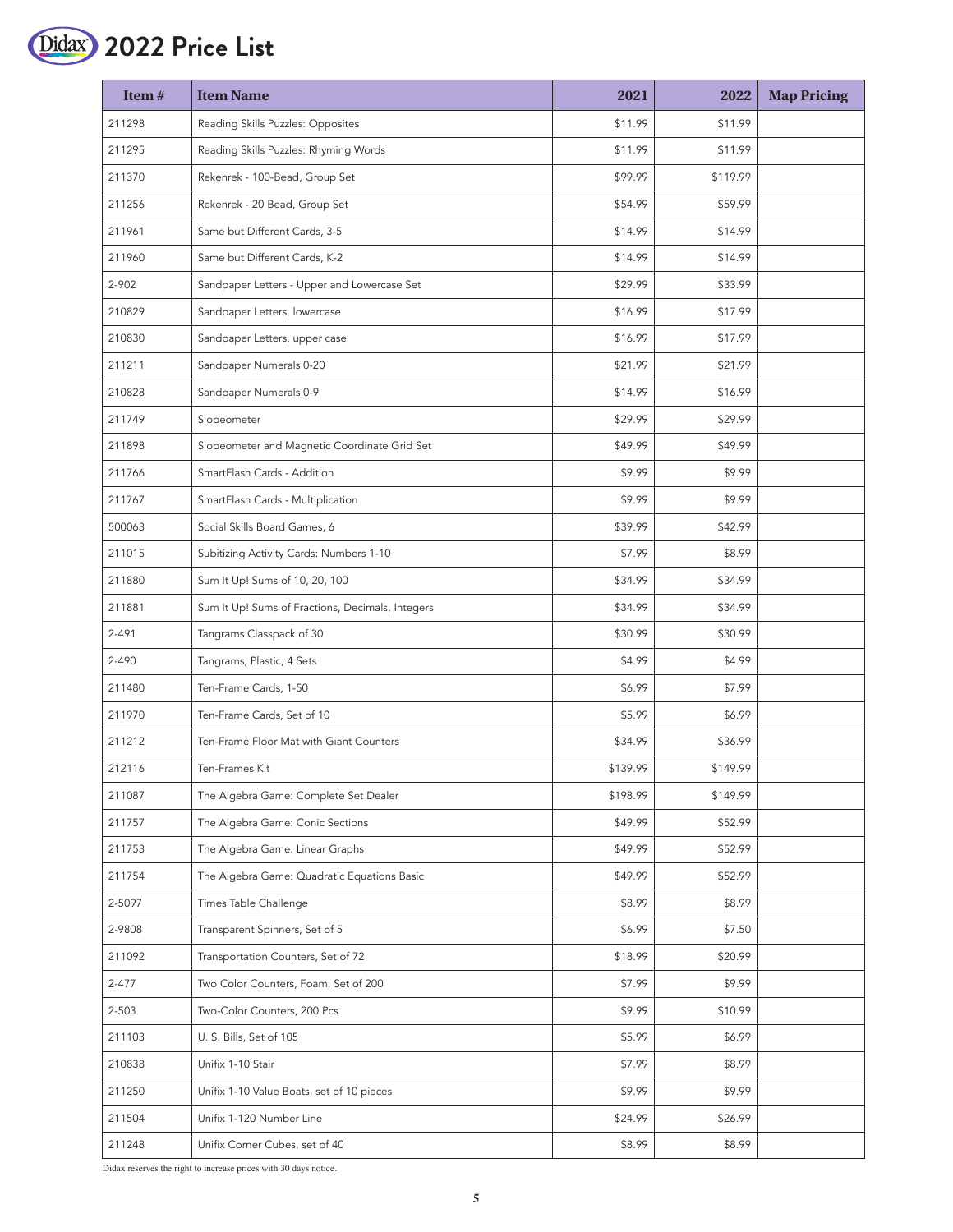# 2022 Price List

| Item # | Item Name | 2021 | 2022 | Map Pricing |
|---|---|---|---|---|
| 211298 | Reading Skills Puzzles: Opposites | $11.99 | $11.99 | |
| 211295 | Reading Skills Puzzles: Rhyming Words | $11.99 | $11.99 | |
| 211370 | Rekenrek - 100-Bead, Group Set | $99.99 | $119.99 | |
| 211256 | Rekenrek - 20 Bead, Group Set | $54.99 | $59.99 | |
| 211961 | Same but Different Cards, 3-5 | $14.99 | $14.99 | |
| 211960 | Same but Different Cards, K-2 | $14.99 | $14.99 | |
| 2-902 | Sandpaper Letters - Upper and Lowercase Set | $29.99 | $33.99 | |
| 210829 | Sandpaper Letters, lowercase | $16.99 | $17.99 | |
| 210830 | Sandpaper Letters, upper case | $16.99 | $17.99 | |
| 211211 | Sandpaper Numerals 0-20 | $21.99 | $21.99 | |
| 210828 | Sandpaper Numerals 0-9 | $14.99 | $16.99 | |
| 211749 | Slopeometer | $29.99 | $29.99 | |
| 211898 | Slopeometer and Magnetic Coordinate Grid Set | $49.99 | $49.99 | |
| 211766 | SmartFlash Cards - Addition | $9.99 | $9.99 | |
| 211767 | SmartFlash Cards - Multiplication | $9.99 | $9.99 | |
| 500063 | Social Skills Board Games, 6 | $39.99 | $42.99 | |
| 211015 | Subitizing Activity Cards: Numbers 1-10 | $7.99 | $8.99 | |
| 211880 | Sum It Up! Sums of 10, 20, 100 | $34.99 | $34.99 | |
| 211881 | Sum It Up! Sums of Fractions, Decimals, Integers | $34.99 | $34.99 | |
| 2-491 | Tangrams Classpack of 30 | $30.99 | $30.99 | |
| 2-490 | Tangrams, Plastic, 4 Sets | $4.99 | $4.99 | |
| 211480 | Ten-Frame Cards, 1-50 | $6.99 | $7.99 | |
| 211970 | Ten-Frame Cards, Set of 10 | $5.99 | $6.99 | |
| 211212 | Ten-Frame Floor Mat with Giant Counters | $34.99 | $36.99 | |
| 212116 | Ten-Frames Kit | $139.99 | $149.99 | |
| 211087 | The Algebra Game: Complete Set Dealer | $198.99 | $149.99 | |
| 211757 | The Algebra Game: Conic Sections | $49.99 | $52.99 | |
| 211753 | The Algebra Game: Linear Graphs | $49.99 | $52.99 | |
| 211754 | The Algebra Game: Quadratic Equations Basic | $49.99 | $52.99 | |
| 2-5097 | Times Table Challenge | $8.99 | $8.99 | |
| 2-9808 | Transparent Spinners, Set of 5 | $6.99 | $7.50 | |
| 211092 | Transportation Counters, Set of 72 | $18.99 | $20.99 | |
| 2-477 | Two Color Counters, Foam, Set of 200 | $7.99 | $9.99 | |
| 2-503 | Two-Color Counters, 200 Pcs | $9.99 | $10.99 | |
| 211103 | U. S. Bills, Set of 105 | $5.99 | $6.99 | |
| 210838 | Unifix 1-10 Stair | $7.99 | $8.99 | |
| 211250 | Unifix 1-10 Value Boats, set of 10 pieces | $9.99 | $9.99 | |
| 211504 | Unifix 1-120 Number Line | $24.99 | $26.99 | |
| 211248 | Unifix Corner Cubes, set of 40 | $8.99 | $8.99 | |

Didax reserves the right to increase prices with 30 days notice.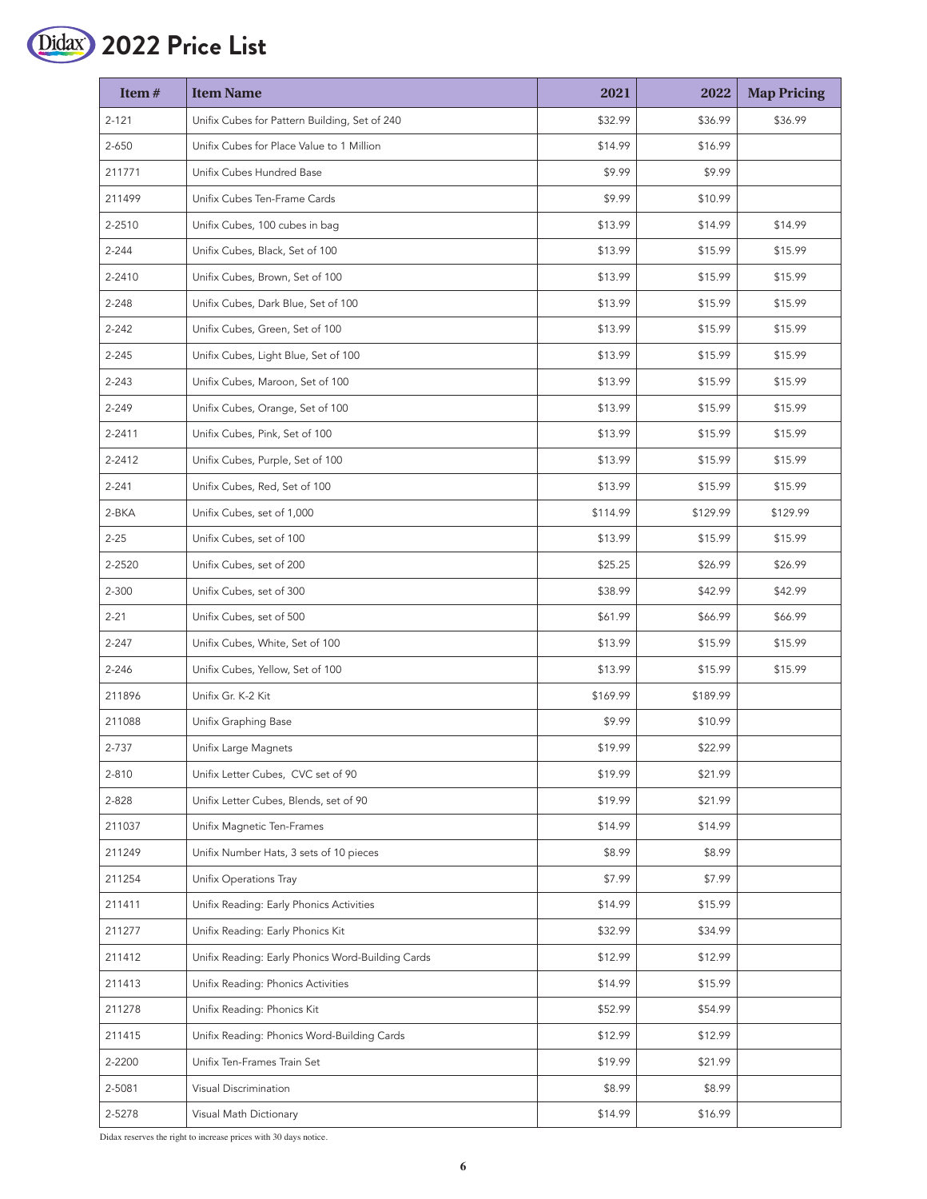# 2022 Price List

| Item # | Item Name | 2021 | 2022 | Map Pricing |
|---|---|---|---|---|
| 2-121 | Unifix Cubes for Pattern Building, Set of 240 | $32.99 | $36.99 | $36.99 |
| 2-650 | Unifix Cubes for Place Value to 1 Million | $14.99 | $16.99 | |
| 211771 | Unifix Cubes Hundred Base | $9.99 | $9.99 | |
| 211499 | Unifix Cubes Ten-Frame Cards | $9.99 | $10.99 | |
| 2-2510 | Unifix Cubes, 100 cubes in bag | $13.99 | $14.99 | $14.99 |
| 2-244 | Unifix Cubes, Black, Set of 100 | $13.99 | $15.99 | $15.99 |
| 2-2410 | Unifix Cubes, Brown, Set of 100 | $13.99 | $15.99 | $15.99 |
| 2-248 | Unifix Cubes, Dark Blue, Set of 100 | $13.99 | $15.99 | $15.99 |
| 2-242 | Unifix Cubes, Green, Set of 100 | $13.99 | $15.99 | $15.99 |
| 2-245 | Unifix Cubes, Light Blue, Set of 100 | $13.99 | $15.99 | $15.99 |
| 2-243 | Unifix Cubes, Maroon, Set of 100 | $13.99 | $15.99 | $15.99 |
| 2-249 | Unifix Cubes, Orange, Set of 100 | $13.99 | $15.99 | $15.99 |
| 2-2411 | Unifix Cubes, Pink, Set of 100 | $13.99 | $15.99 | $15.99 |
| 2-2412 | Unifix Cubes, Purple, Set of 100 | $13.99 | $15.99 | $15.99 |
| 2-241 | Unifix Cubes, Red, Set of 100 | $13.99 | $15.99 | $15.99 |
| 2-BKA | Unifix Cubes, set of 1,000 | $114.99 | $129.99 | $129.99 |
| 2-25 | Unifix Cubes, set of 100 | $13.99 | $15.99 | $15.99 |
| 2-2520 | Unifix Cubes, set of 200 | $25.25 | $26.99 | $26.99 |
| 2-300 | Unifix Cubes, set of 300 | $38.99 | $42.99 | $42.99 |
| 2-21 | Unifix Cubes, set of 500 | $61.99 | $66.99 | $66.99 |
| 2-247 | Unifix Cubes, White, Set of 100 | $13.99 | $15.99 | $15.99 |
| 2-246 | Unifix Cubes, Yellow, Set of 100 | $13.99 | $15.99 | $15.99 |
| 211896 | Unifix Gr. K-2 Kit | $169.99 | $189.99 | |
| 211088 | Unifix Graphing Base | $9.99 | $10.99 | |
| 2-737 | Unifix Large Magnets | $19.99 | $22.99 | |
| 2-810 | Unifix Letter Cubes, CVC set of 90 | $19.99 | $21.99 | |
| 2-828 | Unifix Letter Cubes, Blends, set of 90 | $19.99 | $21.99 | |
| 211037 | Unifix Magnetic Ten-Frames | $14.99 | $14.99 | |
| 211249 | Unifix Number Hats, 3 sets of 10 pieces | $8.99 | $8.99 | |
| 211254 | Unifix Operations Tray | $7.99 | $7.99 | |
| 211411 | Unifix Reading: Early Phonics Activities | $14.99 | $15.99 | |
| 211277 | Unifix Reading: Early Phonics Kit | $32.99 | $34.99 | |
| 211412 | Unifix Reading: Early Phonics Word-Building Cards | $12.99 | $12.99 | |
| 211413 | Unifix Reading: Phonics Activities | $14.99 | $15.99 | |
| 211278 | Unifix Reading: Phonics Kit | $52.99 | $54.99 | |
| 211415 | Unifix Reading: Phonics Word-Building Cards | $12.99 | $12.99 | |
| 2-2200 | Unifix Ten-Frames Train Set | $19.99 | $21.99 | |
| 2-5081 | Visual Discrimination | $8.99 | $8.99 | |
| 2-5278 | Visual Math Dictionary | $14.99 | $16.99 | |

Didax reserves the right to increase prices with 30 days notice.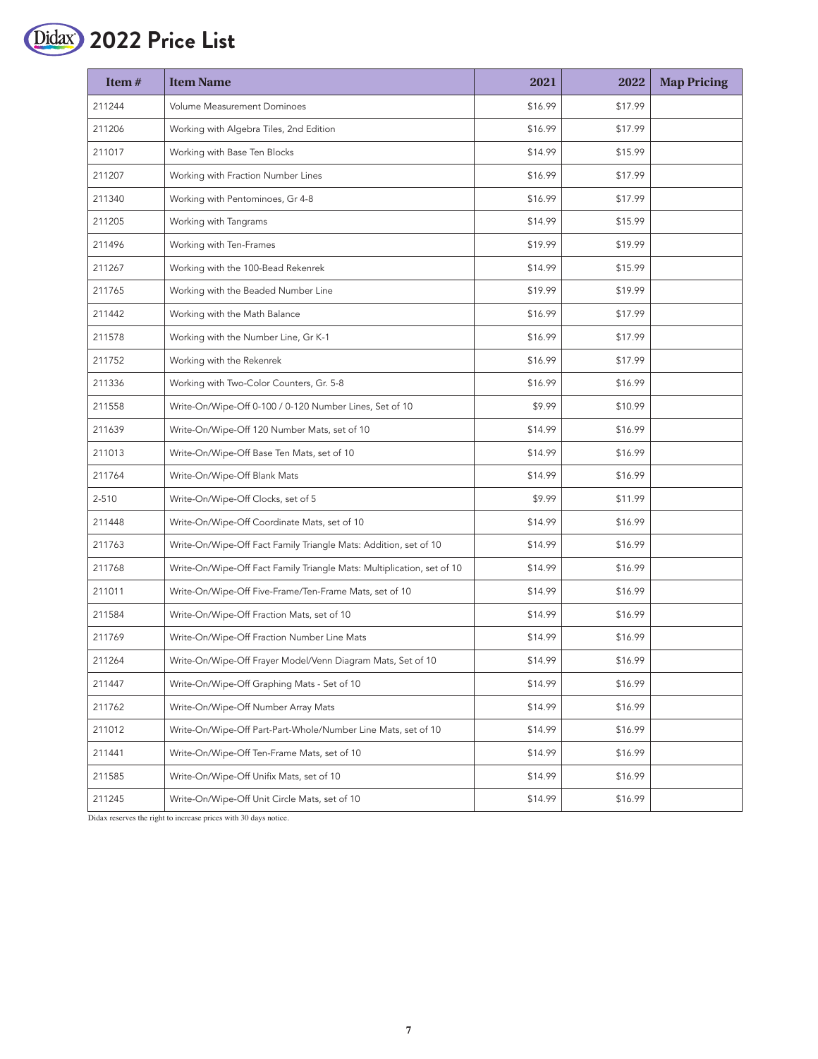# Didax 2022 Price List

| Item # | Item Name | 2021 | 2022 | Map Pricing |
|---|---|---|---|---|
| 211244 | Volume Measurement Dominoes | $16.99 | $17.99 | |
| 211206 | Working with Algebra Tiles, 2nd Edition | $16.99 | $17.99 | |
| 211017 | Working with Base Ten Blocks | $14.99 | $15.99 | |
| 211207 | Working with Fraction Number Lines | $16.99 | $17.99 | |
| 211340 | Working with Pentominoes, Gr 4-8 | $16.99 | $17.99 | |
| 211205 | Working with Tangrams | $14.99 | $15.99 | |
| 211496 | Working with Ten-Frames | $19.99 | $19.99 | |
| 211267 | Working with the 100-Bead Rekenrek | $14.99 | $15.99 | |
| 211765 | Working with the Beaded Number Line | $19.99 | $19.99 | |
| 211442 | Working with the Math Balance | $16.99 | $17.99 | |
| 211578 | Working with the Number Line, Gr K-1 | $16.99 | $17.99 | |
| 211752 | Working with the Rekenrek | $16.99 | $17.99 | |
| 211336 | Working with Two-Color Counters, Gr. 5-8 | $16.99 | $16.99 | |
| 211558 | Write-On/Wipe-Off 0-100 / 0-120 Number Lines, Set of 10 | $9.99 | $10.99 | |
| 211639 | Write-On/Wipe-Off 120 Number Mats, set of 10 | $14.99 | $16.99 | |
| 211013 | Write-On/Wipe-Off Base Ten Mats, set of 10 | $14.99 | $16.99 | |
| 211764 | Write-On/Wipe-Off Blank Mats | $14.99 | $16.99 | |
| 2-510 | Write-On/Wipe-Off Clocks, set of 5 | $9.99 | $11.99 | |
| 211448 | Write-On/Wipe-Off Coordinate Mats, set of 10 | $14.99 | $16.99 | |
| 211763 | Write-On/Wipe-Off Fact Family Triangle Mats: Addition, set of 10 | $14.99 | $16.99 | |
| 211768 | Write-On/Wipe-Off Fact Family Triangle Mats: Multiplication, set of 10 | $14.99 | $16.99 | |
| 211011 | Write-On/Wipe-Off Five-Frame/Ten-Frame Mats, set of 10 | $14.99 | $16.99 | |
| 211584 | Write-On/Wipe-Off Fraction Mats, set of 10 | $14.99 | $16.99 | |
| 211769 | Write-On/Wipe-Off Fraction Number Line Mats | $14.99 | $16.99 | |
| 211264 | Write-On/Wipe-Off Frayer Model/Venn Diagram Mats, Set of 10 | $14.99 | $16.99 | |
| 211447 | Write-On/Wipe-Off Graphing Mats - Set of 10 | $14.99 | $16.99 | |
| 211762 | Write-On/Wipe-Off Number Array Mats | $14.99 | $16.99 | |
| 211012 | Write-On/Wipe-Off Part-Part-Whole/Number Line Mats, set of 10 | $14.99 | $16.99 | |
| 211441 | Write-On/Wipe-Off Ten-Frame Mats, set of 10 | $14.99 | $16.99 | |
| 211585 | Write-On/Wipe-Off Unifix Mats, set of 10 | $14.99 | $16.99 | |
| 211245 | Write-On/Wipe-Off Unit Circle Mats, set of 10 | $14.99 | $16.99 | |

Didax reserves the right to increase prices with 30 days notice.